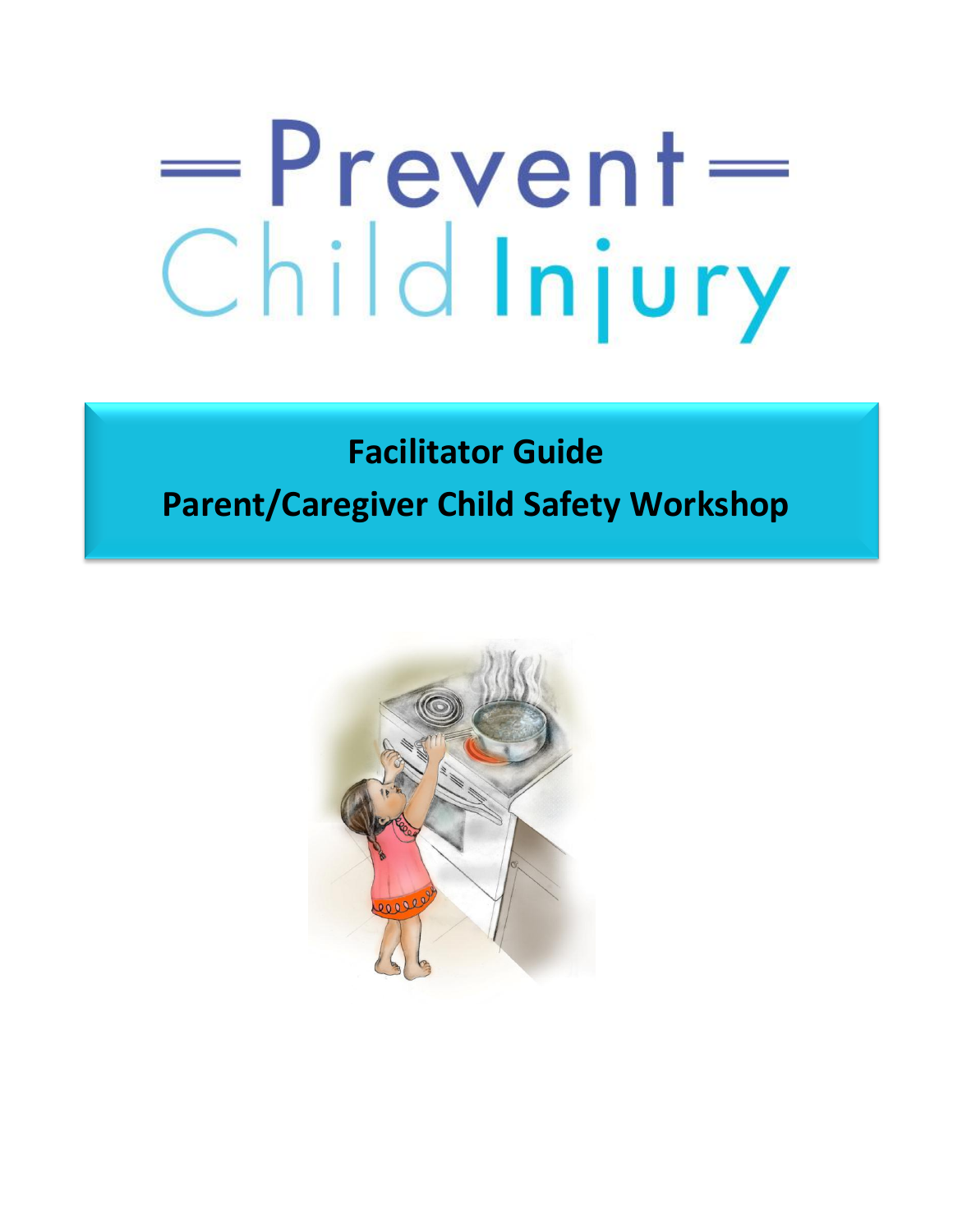# Prevent Child Injury

## Facilitator Guide

## Parent/Caregiver Child Safety Workshop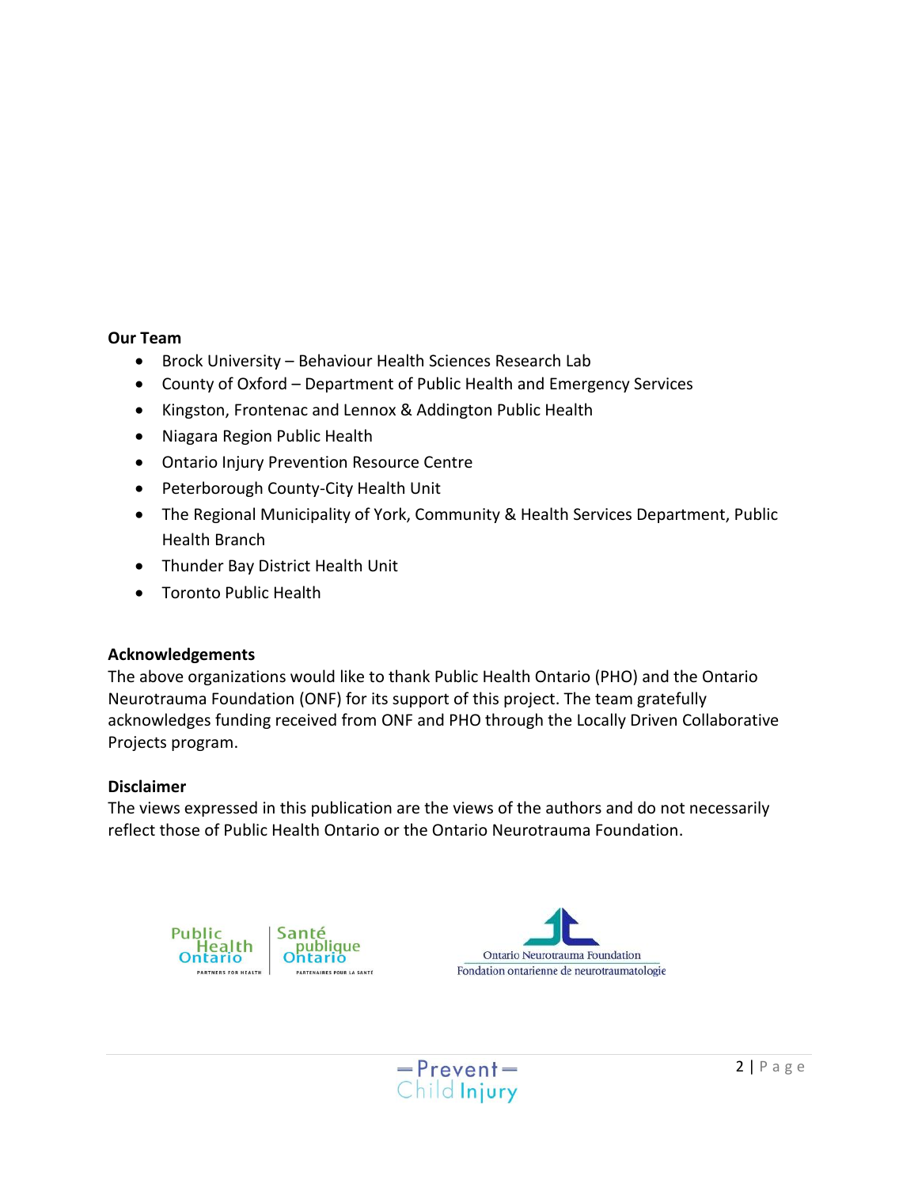**Our Team**

- Brock University – Behaviour Health Sciences Research Lab
- County of Oxford – Department of Public Health and Emergency Services
- Kingston, Frontenac and Lennox & Addington Public Health
- Niagara Region Public Health
- Ontario Injury Prevention Resource Centre
- Peterborough County-City Health Unit
- The Regional Municipality of York, Community & Health Services Department, Public Health Branch
- Thunder Bay District Health Unit
- Toronto Public Health

**Acknowledgements**

The above organizations would like to thank Public Health Ontario (PHO) and the Ontario Neurotrauma Foundation (ONF) for its support of this project. The team gratefully acknowledges funding received from ONF and PHO through the Locally Driven Collaborative Projects program.

**Disclaimer**

The views expressed in this publication are the views of the authors and do not necessarily reflect those of Public Health Ontario or the Ontario Neurotrauma Foundation.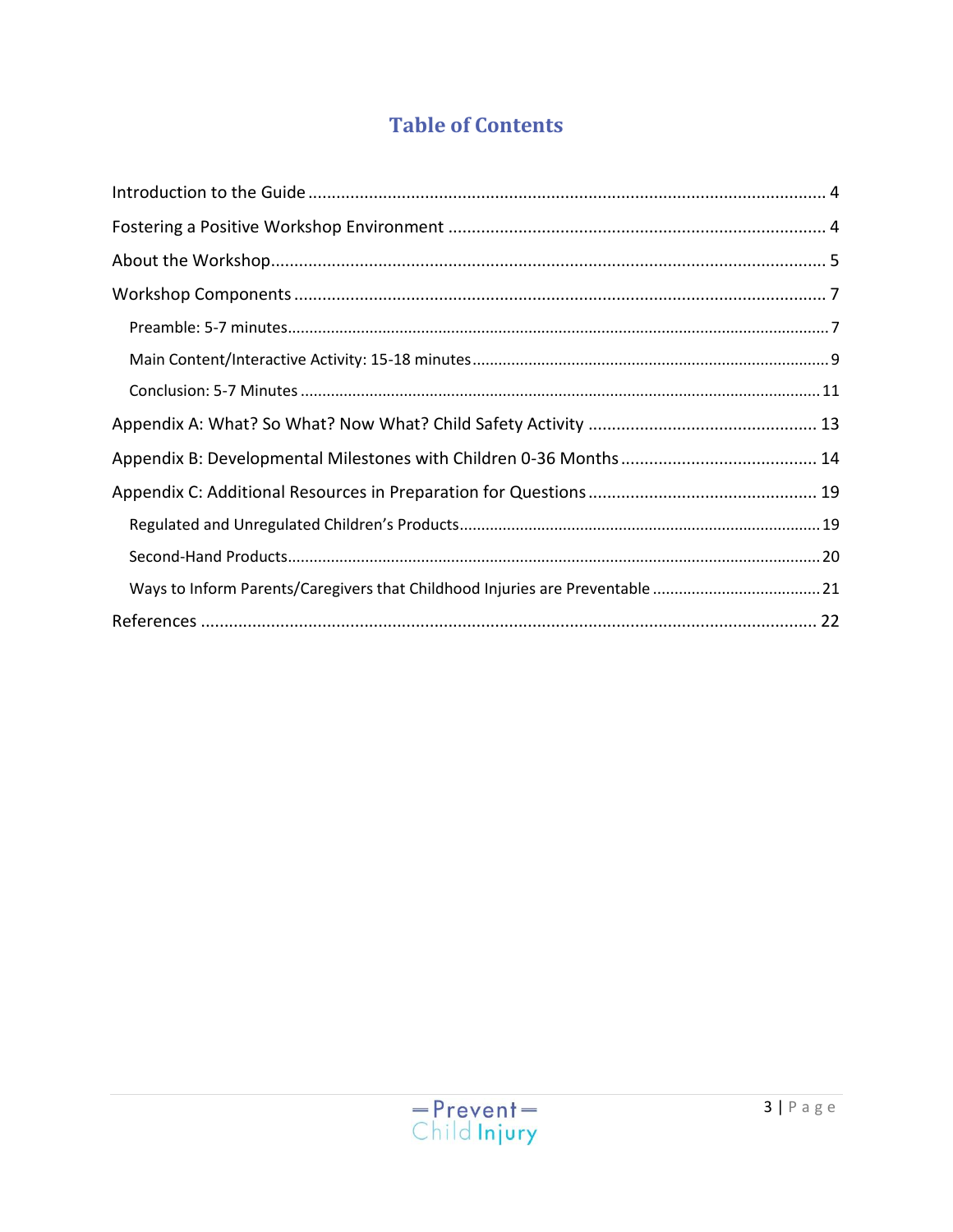# Table of Contents

Introduction to the Guide ........................................................................................................ 4

Fostering a Positive Workshop Environment ........................................................................ 4

About the Workshop................................................................................................................ 5

Workshop Components ............................................................................................................ 7

- Preamble: 5-7 minutes........................................................................................................ 7
- Main Content/Interactive Activity: 15-18 minutes.............................................................. 9
- Conclusion: 5-7 Minutes ................................................................................................... 11

Appendix A: What? So What? Now What? Child Safety Activity ......................................... 13

Appendix B: Developmental Milestones with Children 0-36 Months .................................... 14

Appendix C: Additional Resources in Preparation for Questions ......................................... 19

- Regulated and Unregulated Children's Products.............................................................. 19
- Second-Hand Products..................................................................................................... 20
- Ways to Inform Parents/Caregivers that Childhood Injuries are Preventable ................... 21

References .............................................................................................................................. 22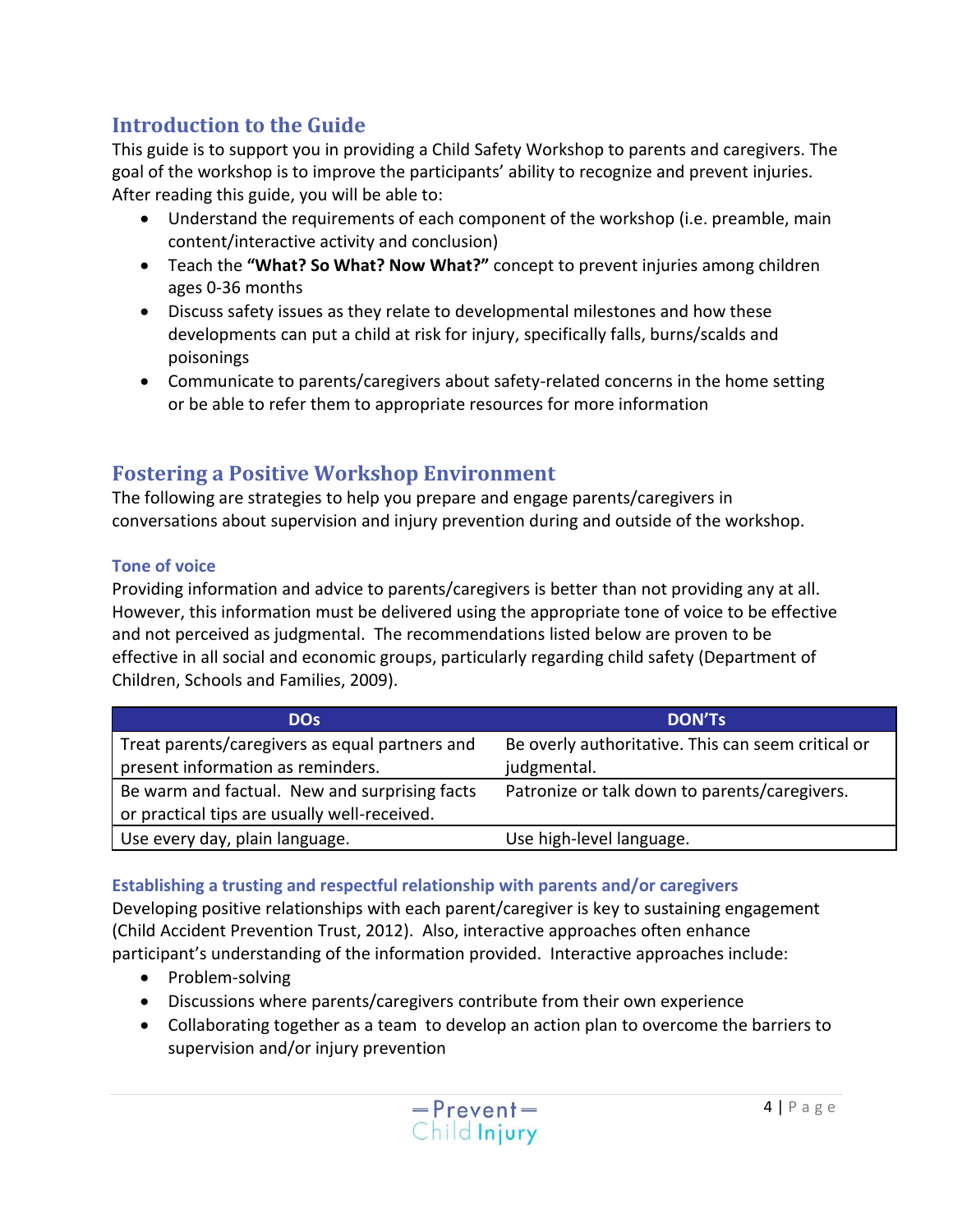## Introduction to the Guide

This guide is to support you in providing a Child Safety Workshop to parents and caregivers. The goal of the workshop is to improve the participants' ability to recognize and prevent injuries. After reading this guide, you will be able to:

- Understand the requirements of each component of the workshop (i.e. preamble, main content/interactive activity and conclusion)
- Teach the **"What? So What? Now What?"** concept to prevent injuries among children ages 0-36 months
- Discuss safety issues as they relate to developmental milestones and how these developments can put a child at risk for injury, specifically falls, burns/scalds and poisonings
- Communicate to parents/caregivers about safety-related concerns in the home setting or be able to refer them to appropriate resources for more information

## Fostering a Positive Workshop Environment

The following are strategies to help you prepare and engage parents/caregivers in conversations about supervision and injury prevention during and outside of the workshop.

### Tone of voice

Providing information and advice to parents/caregivers is better than not providing any at all. However, this information must be delivered using the appropriate tone of voice to be effective and not perceived as judgmental. The recommendations listed below are proven to be effective in all social and economic groups, particularly regarding child safety (Department of Children, Schools and Families, 2009).

| DOs | DON'Ts |
| --- | --- |
| Treat parents/caregivers as equal partners and present information as reminders. | Be overly authoritative. This can seem critical or judgmental. |
| Be warm and factual. New and surprising facts or practical tips are usually well-received. | Patronize or talk down to parents/caregivers. |
| Use every day, plain language. | Use high-level language. |

### Establishing a trusting and respectful relationship with parents and/or caregivers

Developing positive relationships with each parent/caregiver is key to sustaining engagement (Child Accident Prevention Trust, 2012). Also, interactive approaches often enhance participant's understanding of the information provided. Interactive approaches include:

- Problem-solving
- Discussions where parents/caregivers contribute from their own experience
- Collaborating together as a team to develop an action plan to overcome the barriers to supervision and/or injury prevention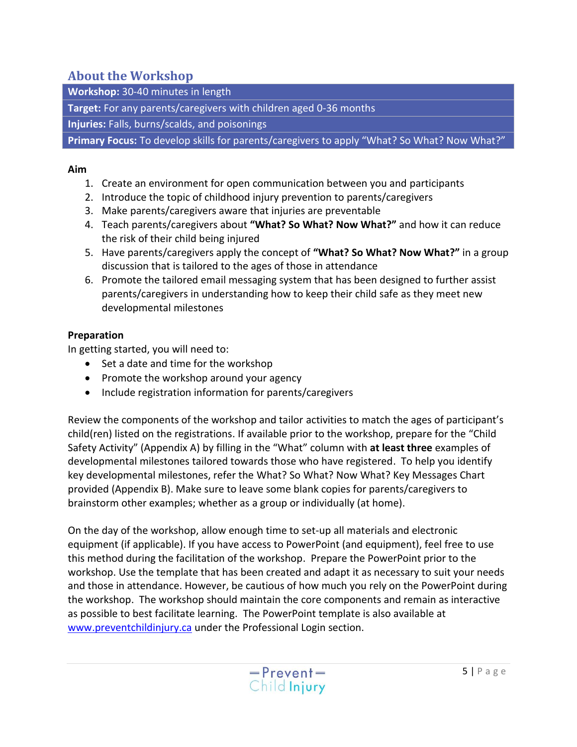## About the Workshop

| **Workshop:** 30-40 minutes in length |
|---|
| **Target:** For any parents/caregivers with children aged 0-36 months |
| **Injuries:** Falls, burns/scalds, and poisonings |
| **Primary Focus:** To develop skills for parents/caregivers to apply "What? So What? Now What?" |

**Aim**

1. Create an environment for open communication between you and participants
2. Introduce the topic of childhood injury prevention to parents/caregivers
3. Make parents/caregivers aware that injuries are preventable
4. Teach parents/caregivers about **"What? So What? Now What?"** and how it can reduce the risk of their child being injured
5. Have parents/caregivers apply the concept of **"What? So What? Now What?"** in a group discussion that is tailored to the ages of those in attendance
6. Promote the tailored email messaging system that has been designed to further assist parents/caregivers in understanding how to keep their child safe as they meet new developmental milestones

**Preparation**

In getting started, you will need to:

- Set a date and time for the workshop
- Promote the workshop around your agency
- Include registration information for parents/caregivers

Review the components of the workshop and tailor activities to match the ages of participant's child(ren) listed on the registrations. If available prior to the workshop, prepare for the "Child Safety Activity" (Appendix A) by filling in the "What" column with **at least three** examples of developmental milestones tailored towards those who have registered. To help you identify key developmental milestones, refer the What? So What? Now What? Key Messages Chart provided (Appendix B). Make sure to leave some blank copies for parents/caregivers to brainstorm other examples; whether as a group or individually (at home).

On the day of the workshop, allow enough time to set-up all materials and electronic equipment (if applicable). If you have access to PowerPoint (and equipment), feel free to use this method during the facilitation of the workshop. Prepare the PowerPoint prior to the workshop. Use the template that has been created and adapt it as necessary to suit your needs and those in attendance. However, be cautious of how much you rely on the PowerPoint during the workshop. The workshop should maintain the core components and remain as interactive as possible to best facilitate learning. The PowerPoint template is also available at [www.preventchildinjury.ca](http://www.preventchildinjury.ca) under the Professional Login section.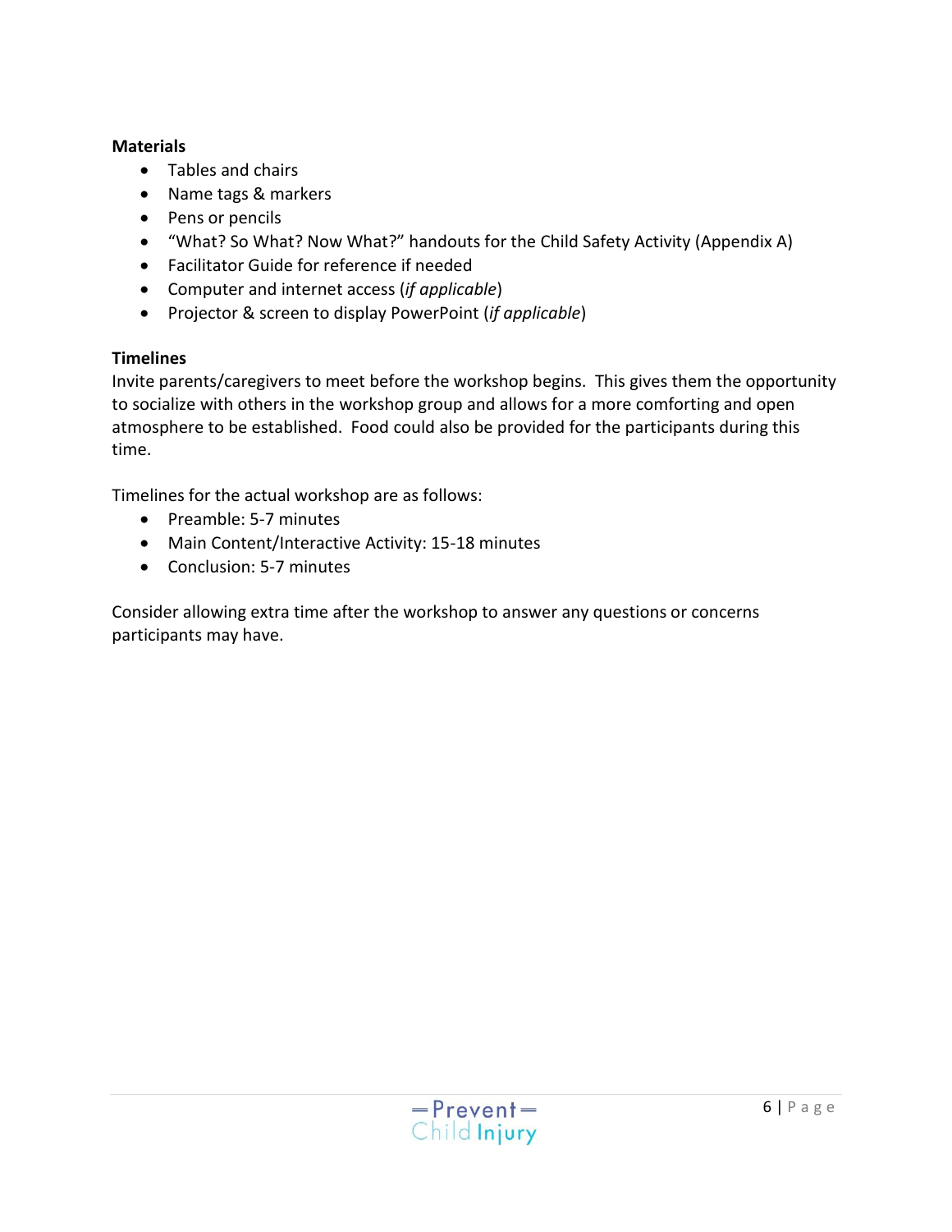**Materials**

- Tables and chairs
- Name tags & markers
- Pens or pencils
- "What? So What? Now What?" handouts for the Child Safety Activity (Appendix A)
- Facilitator Guide for reference if needed
- Computer and internet access (*if applicable*)
- Projector & screen to display PowerPoint (*if applicable*)

**Timelines**

Invite parents/caregivers to meet before the workshop begins. This gives them the opportunity to socialize with others in the workshop group and allows for a more comforting and open atmosphere to be established. Food could also be provided for the participants during this time.

Timelines for the actual workshop are as follows:

- Preamble: 5-7 minutes
- Main Content/Interactive Activity: 15-18 minutes
- Conclusion: 5-7 minutes

Consider allowing extra time after the workshop to answer any questions or concerns participants may have.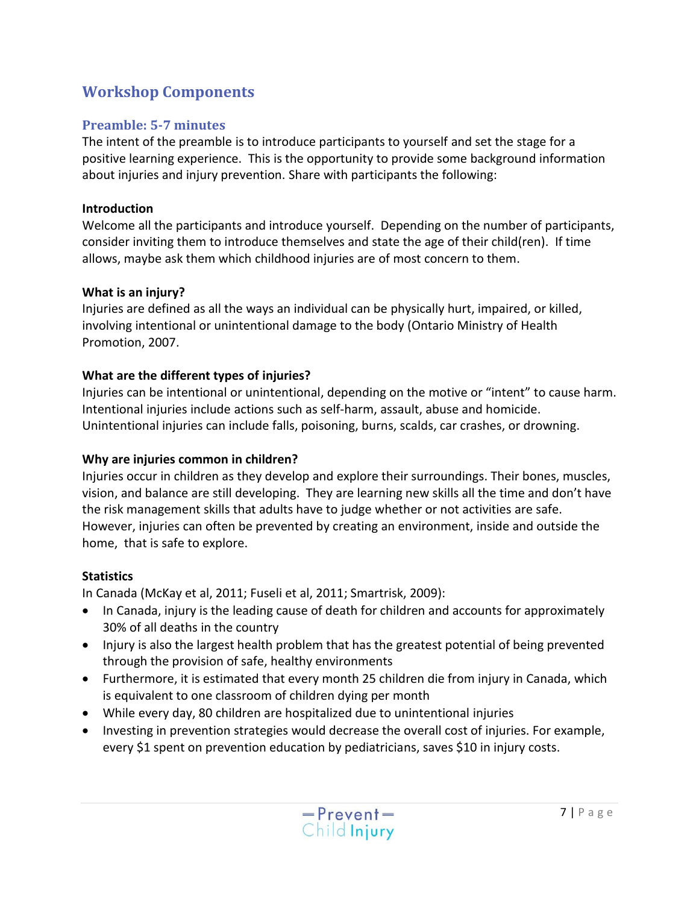## Workshop Components

### Preamble: 5-7 minutes

The intent of the preamble is to introduce participants to yourself and set the stage for a positive learning experience. This is the opportunity to provide some background information about injuries and injury prevention. Share with participants the following:

**Introduction**

Welcome all the participants and introduce yourself. Depending on the number of participants, consider inviting them to introduce themselves and state the age of their child(ren). If time allows, maybe ask them which childhood injuries are of most concern to them.

**What is an injury?**

Injuries are defined as all the ways an individual can be physically hurt, impaired, or killed, involving intentional or unintentional damage to the body (Ontario Ministry of Health Promotion, 2007.

**What are the different types of injuries?**

Injuries can be intentional or unintentional, depending on the motive or "intent" to cause harm. Intentional injuries include actions such as self-harm, assault, abuse and homicide. Unintentional injuries can include falls, poisoning, burns, scalds, car crashes, or drowning.

**Why are injuries common in children?**

Injuries occur in children as they develop and explore their surroundings. Their bones, muscles, vision, and balance are still developing. They are learning new skills all the time and don't have the risk management skills that adults have to judge whether or not activities are safe. However, injuries can often be prevented by creating an environment, inside and outside the home, that is safe to explore.

**Statistics**

In Canada (McKay et al, 2011; Fuseli et al, 2011; Smartrisk, 2009):

- In Canada, injury is the leading cause of death for children and accounts for approximately 30% of all deaths in the country
- Injury is also the largest health problem that has the greatest potential of being prevented through the provision of safe, healthy environments
- Furthermore, it is estimated that every month 25 children die from injury in Canada, which is equivalent to one classroom of children dying per month
- While every day, 80 children are hospitalized due to unintentional injuries
- Investing in prevention strategies would decrease the overall cost of injuries. For example, every $1 spent on prevention education by pediatricians, saves $10 in injury costs.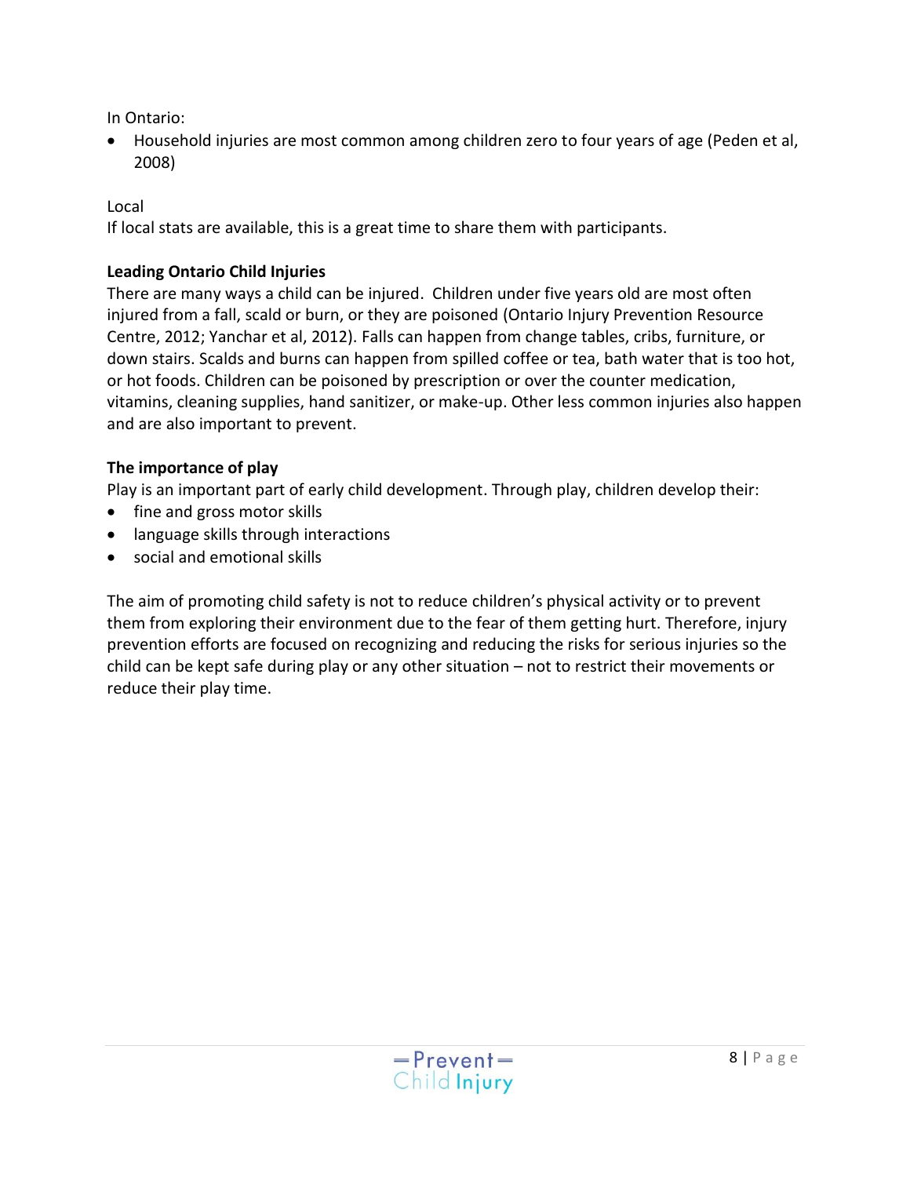In Ontario:

- Household injuries are most common among children zero to four years of age (Peden et al, 2008)

Local

If local stats are available, this is a great time to share them with participants.

**Leading Ontario Child Injuries**

There are many ways a child can be injured. Children under five years old are most often injured from a fall, scald or burn, or they are poisoned (Ontario Injury Prevention Resource Centre, 2012; Yanchar et al, 2012). Falls can happen from change tables, cribs, furniture, or down stairs. Scalds and burns can happen from spilled coffee or tea, bath water that is too hot, or hot foods. Children can be poisoned by prescription or over the counter medication, vitamins, cleaning supplies, hand sanitizer, or make-up. Other less common injuries also happen and are also important to prevent.

**The importance of play**

Play is an important part of early child development. Through play, children develop their:

- fine and gross motor skills
- language skills through interactions
- social and emotional skills

The aim of promoting child safety is not to reduce children's physical activity or to prevent them from exploring their environment due to the fear of them getting hurt. Therefore, injury prevention efforts are focused on recognizing and reducing the risks for serious injuries so the child can be kept safe during play or any other situation – not to restrict their movements or reduce their play time.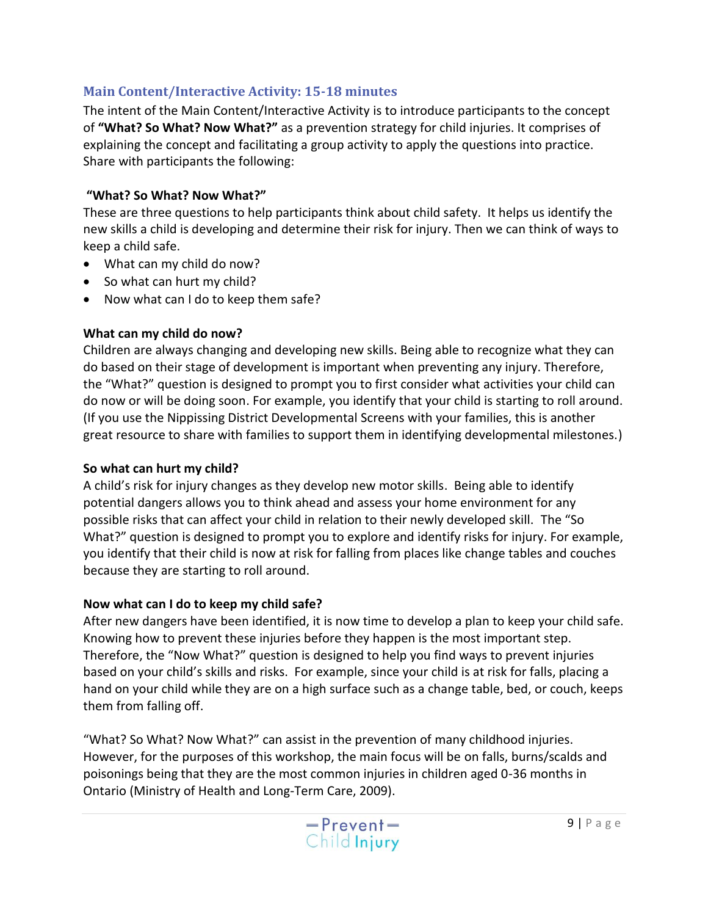## Main Content/Interactive Activity: 15-18 minutes

The intent of the Main Content/Interactive Activity is to introduce participants to the concept of **"What? So What? Now What?"** as a prevention strategy for child injuries. It comprises of explaining the concept and facilitating a group activity to apply the questions into practice. Share with participants the following:

**"What? So What? Now What?"**

These are three questions to help participants think about child safety. It helps us identify the new skills a child is developing and determine their risk for injury. Then we can think of ways to keep a child safe.

- What can my child do now?
- So what can hurt my child?
- Now what can I do to keep them safe?

**What can my child do now?**

Children are always changing and developing new skills. Being able to recognize what they can do based on their stage of development is important when preventing any injury. Therefore, the "What?" question is designed to prompt you to first consider what activities your child can do now or will be doing soon. For example, you identify that your child is starting to roll around. (If you use the Nippissing District Developmental Screens with your families, this is another great resource to share with families to support them in identifying developmental milestones.)

**So what can hurt my child?**

A child's risk for injury changes as they develop new motor skills. Being able to identify potential dangers allows you to think ahead and assess your home environment for any possible risks that can affect your child in relation to their newly developed skill. The "So What?" question is designed to prompt you to explore and identify risks for injury. For example, you identify that their child is now at risk for falling from places like change tables and couches because they are starting to roll around.

**Now what can I do to keep my child safe?**

After new dangers have been identified, it is now time to develop a plan to keep your child safe. Knowing how to prevent these injuries before they happen is the most important step. Therefore, the "Now What?" question is designed to help you find ways to prevent injuries based on your child's skills and risks. For example, since your child is at risk for falls, placing a hand on your child while they are on a high surface such as a change table, bed, or couch, keeps them from falling off.

"What? So What? Now What?" can assist in the prevention of many childhood injuries. However, for the purposes of this workshop, the main focus will be on falls, burns/scalds and poisonings being that they are the most common injuries in children aged 0-36 months in Ontario (Ministry of Health and Long-Term Care, 2009).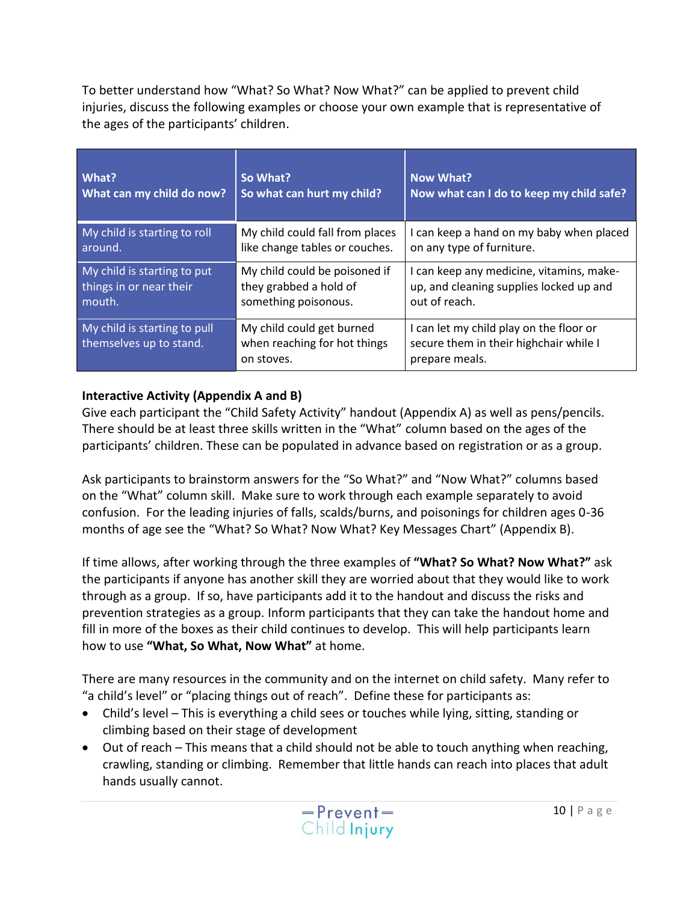To better understand how "What? So What? Now What?" can be applied to prevent child injuries, discuss the following examples or choose your own example that is representative of the ages of the participants' children.

| What?<br>What can my child do now? | So What?<br>So what can hurt my child? | Now What?<br>Now what can I do to keep my child safe? |
|---|---|---|
| My child is starting to roll around. | My child could fall from places like change tables or couches. | I can keep a hand on my baby when placed on any type of furniture. |
| My child is starting to put things in or near their mouth. | My child could be poisoned if they grabbed a hold of something poisonous. | I can keep any medicine, vitamins, make-up, and cleaning supplies locked up and out of reach. |
| My child is starting to pull themselves up to stand. | My child could get burned when reaching for hot things on stoves. | I can let my child play on the floor or secure them in their highchair while I prepare meals. |

**Interactive Activity (Appendix A and B)**

Give each participant the "Child Safety Activity" handout (Appendix A) as well as pens/pencils. There should be at least three skills written in the "What" column based on the ages of the participants' children. These can be populated in advance based on registration or as a group.

Ask participants to brainstorm answers for the "So What?" and "Now What?" columns based on the "What" column skill. Make sure to work through each example separately to avoid confusion. For the leading injuries of falls, scalds/burns, and poisonings for children ages 0-36 months of age see the "What? So What? Now What? Key Messages Chart" (Appendix B).

If time allows, after working through the three examples of **"What? So What? Now What?"** ask the participants if anyone has another skill they are worried about that they would like to work through as a group. If so, have participants add it to the handout and discuss the risks and prevention strategies as a group. Inform participants that they can take the handout home and fill in more of the boxes as their child continues to develop. This will help participants learn how to use **"What, So What, Now What"** at home.

There are many resources in the community and on the internet on child safety. Many refer to "a child's level" or "placing things out of reach". Define these for participants as:

- Child's level – This is everything a child sees or touches while lying, sitting, standing or climbing based on their stage of development
- Out of reach – This means that a child should not be able to touch anything when reaching, crawling, standing or climbing. Remember that little hands can reach into places that adult hands usually cannot.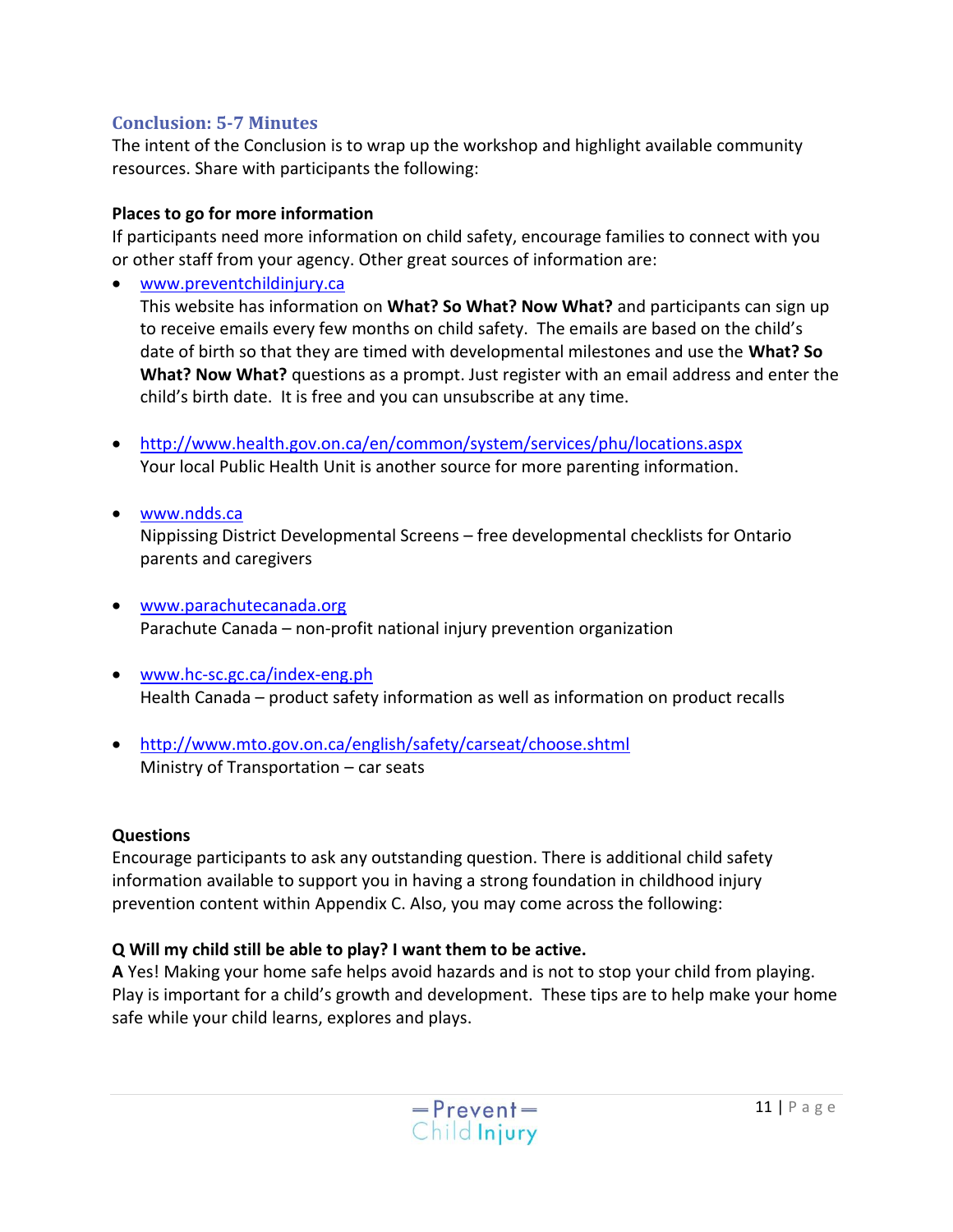## Conclusion: 5-7 Minutes

The intent of the Conclusion is to wrap up the workshop and highlight available community resources. Share with participants the following:

**Places to go for more information**

If participants need more information on child safety, encourage families to connect with you or other staff from your agency. Other great sources of information are:

- www.preventchildinjury.ca
  This website has information on **What? So What? Now What?** and participants can sign up to receive emails every few months on child safety. The emails are based on the child's date of birth so that they are timed with developmental milestones and use the **What? So What? Now What?** questions as a prompt. Just register with an email address and enter the child's birth date. It is free and you can unsubscribe at any time.

- http://www.health.gov.on.ca/en/common/system/services/phu/locations.aspx
  Your local Public Health Unit is another source for more parenting information.

- www.ndds.ca
  Nippissing District Developmental Screens – free developmental checklists for Ontario parents and caregivers

- www.parachutecanada.org
  Parachute Canada – non-profit national injury prevention organization

- www.hc-sc.gc.ca/index-eng.ph
  Health Canada – product safety information as well as information on product recalls

- http://www.mto.gov.on.ca/english/safety/carseat/choose.shtml
  Ministry of Transportation – car seats

**Questions**

Encourage participants to ask any outstanding question. There is additional child safety information available to support you in having a strong foundation in childhood injury prevention content within Appendix C. Also, you may come across the following:

**Q Will my child still be able to play? I want them to be active.**

**A** Yes! Making your home safe helps avoid hazards and is not to stop your child from playing. Play is important for a child's growth and development. These tips are to help make your home safe while your child learns, explores and plays.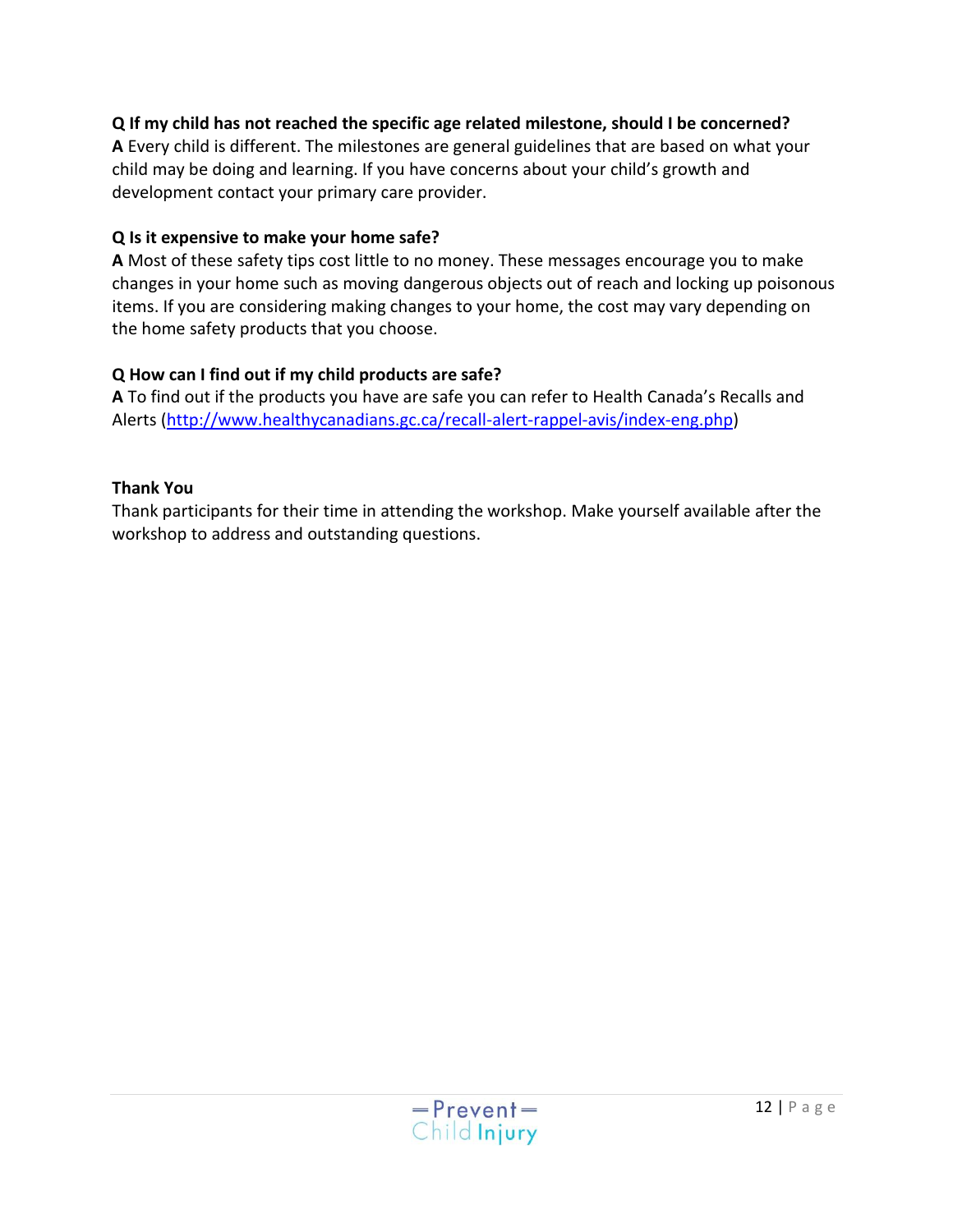**Q If my child has not reached the specific age related milestone, should I be concerned?**
**A** Every child is different. The milestones are general guidelines that are based on what your child may be doing and learning. If you have concerns about your child's growth and development contact your primary care provider.

**Q Is it expensive to make your home safe?**
**A** Most of these safety tips cost little to no money. These messages encourage you to make changes in your home such as moving dangerous objects out of reach and locking up poisonous items. If you are considering making changes to your home, the cost may vary depending on the home safety products that you choose.

**Q How can I find out if my child products are safe?**
**A** To find out if the products you have are safe you can refer to Health Canada's Recalls and Alerts (http://www.healthycanadians.gc.ca/recall-alert-rappel-avis/index-eng.php)

**Thank You**
Thank participants for their time in attending the workshop. Make yourself available after the workshop to address and outstanding questions.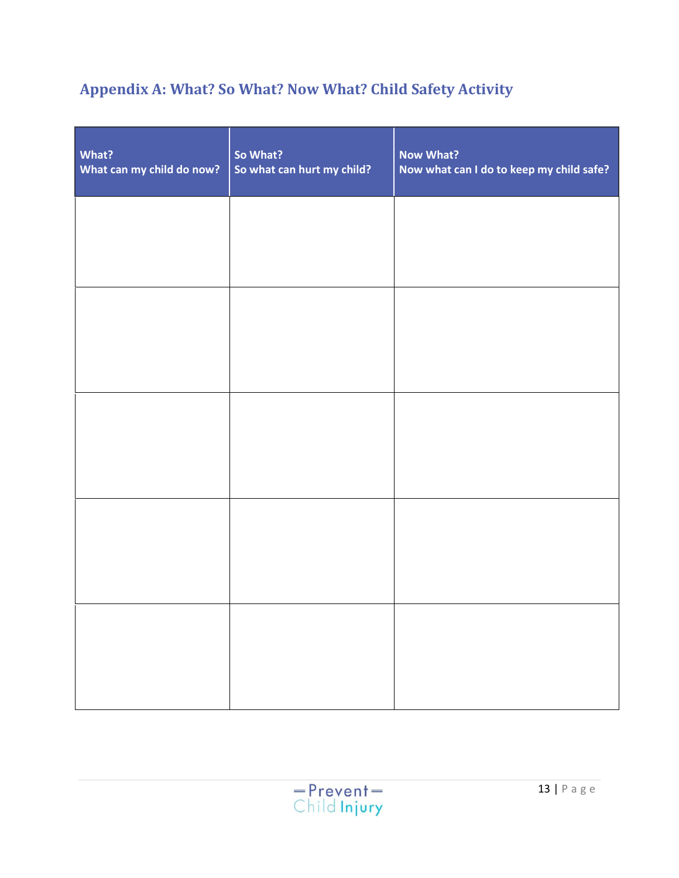## Appendix A: What? So What? Now What? Child Safety Activity

| What?<br>What can my child do now? | So What?<br>So what can hurt my child? | Now What?<br>Now what can I do to keep my child safe? |
|---|---|---|
| | | |
| | | |
| | | |
| | | |
| | | |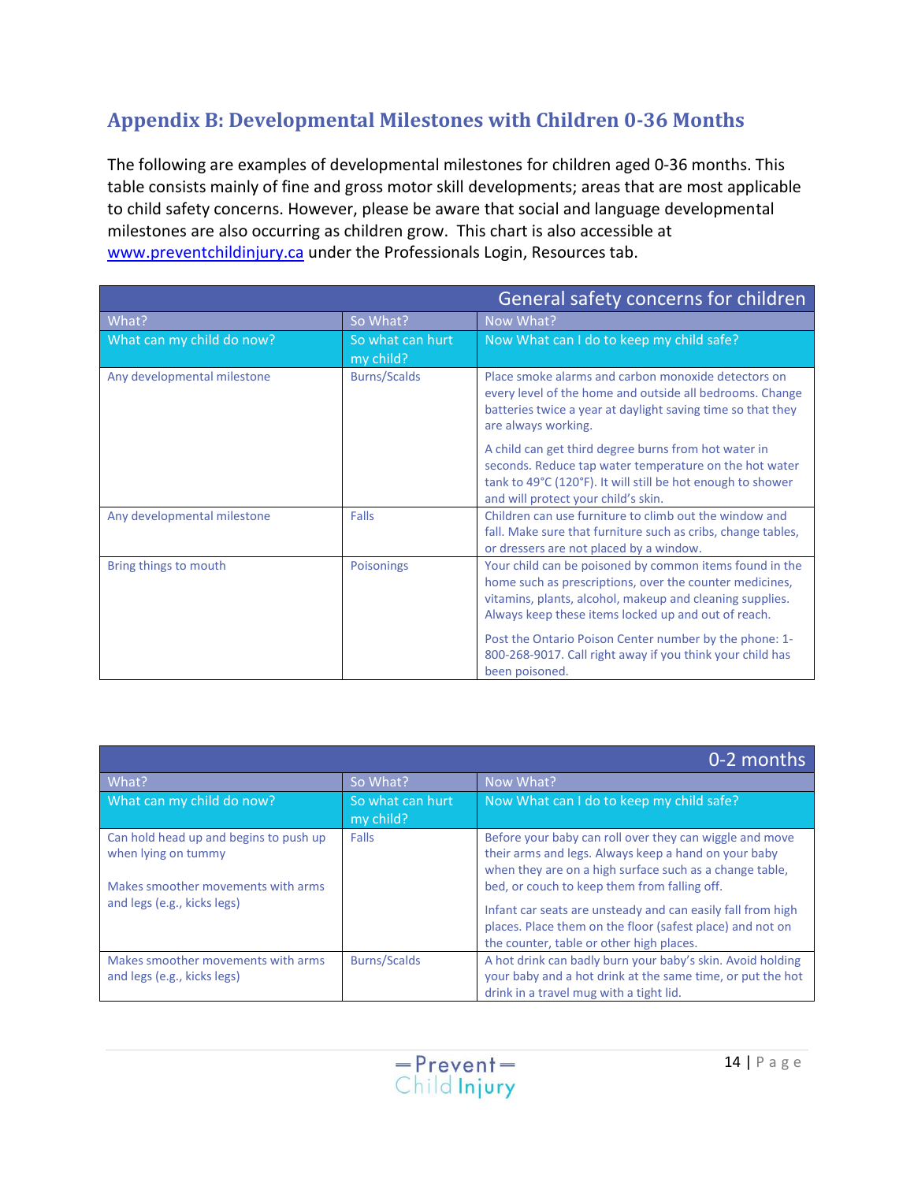## Appendix B: Developmental Milestones with Children 0-36 Months

The following are examples of developmental milestones for children aged 0-36 months. This table consists mainly of fine and gross motor skill developments; areas that are most applicable to child safety concerns. However, please be aware that social and language developmental milestones are also occurring as children grow. This chart is also accessible at [www.preventchildinjury.ca](http://www.preventchildinjury.ca) under the Professionals Login, Resources tab.

| General safety concerns for children | | |
|---|---|---|
| What? | So What? | Now What? |
| What can my child do now? | So what can hurt my child? | Now What can I do to keep my child safe? |
| Any developmental milestone | Burns/Scalds | Place smoke alarms and carbon monoxide detectors on every level of the home and outside all bedrooms. Change batteries twice a year at daylight saving time so that they are always working.<br><br>A child can get third degree burns from hot water in seconds. Reduce tap water temperature on the hot water tank to 49°C (120°F). It will still be hot enough to shower and will protect your child's skin. |
| Any developmental milestone | Falls | Children can use furniture to climb out the window and fall. Make sure that furniture such as cribs, change tables, or dressers are not placed by a window. |
| Bring things to mouth | Poisonings | Your child can be poisoned by common items found in the home such as prescriptions, over the counter medicines, vitamins, plants, alcohol, makeup and cleaning supplies. Always keep these items locked up and out of reach.<br><br>Post the Ontario Poison Center number by the phone: 1-800-268-9017. Call right away if you think your child has been poisoned. |

| 0-2 months | | |
|---|---|---|
| What? | So What? | Now What? |
| What can my child do now? | So what can hurt my child? | Now What can I do to keep my child safe? |
| Can hold head up and begins to push up when lying on tummy<br><br>Makes smoother movements with arms and legs (e.g., kicks legs) | Falls | Before your baby can roll over they can wiggle and move their arms and legs. Always keep a hand on your baby when they are on a high surface such as a change table, bed, or couch to keep them from falling off.<br><br>Infant car seats are unsteady and can easily fall from high places. Place them on the floor (safest place) and not on the counter, table or other high places. |
| Makes smoother movements with arms and legs (e.g., kicks legs) | Burns/Scalds | A hot drink can badly burn your baby's skin. Avoid holding your baby and a hot drink at the same time, or put the hot drink in a travel mug with a tight lid. |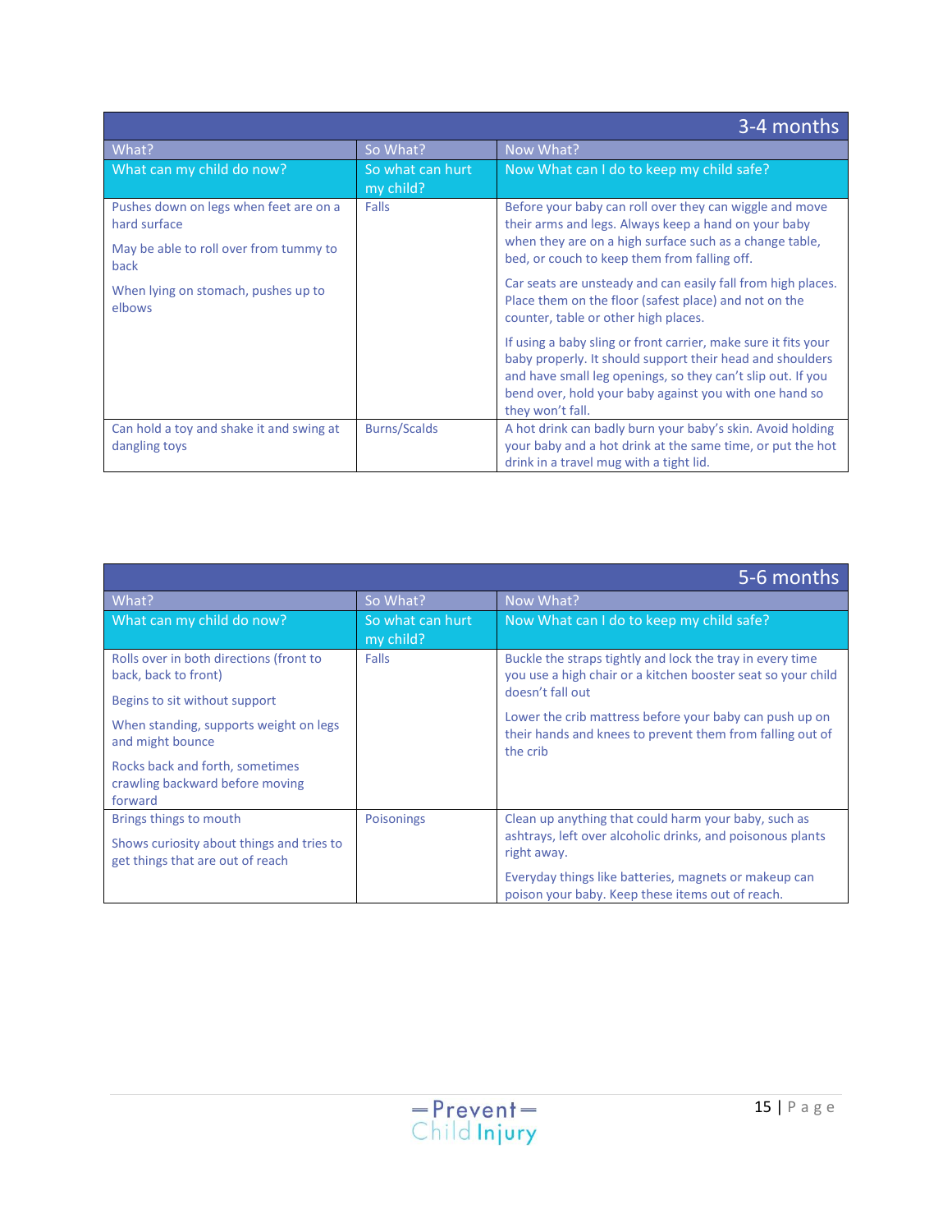| 3-4 months | | |
|---|---|---|
| **What?** | **So What?** | **Now What?** |
| **What can my child do now?** | **So what can hurt my child?** | **Now What can I do to keep my child safe?** |
| Pushes down on legs when feet are on a hard surface<br><br>May be able to roll over from tummy to back<br><br>When lying on stomach, pushes up to elbows | Falls | Before your baby can roll over they can wiggle and move their arms and legs. Always keep a hand on your baby when they are on a high surface such as a change table, bed, or couch to keep them from falling off.<br><br>Car seats are unsteady and can easily fall from high places. Place them on the floor (safest place) and not on the counter, table or other high places.<br><br>If using a baby sling or front carrier, make sure it fits your baby properly. It should support their head and shoulders and have small leg openings, so they can't slip out. If you bend over, hold your baby against you with one hand so they won't fall. |
| Can hold a toy and shake it and swing at dangling toys | Burns/Scalds | A hot drink can badly burn your baby's skin. Avoid holding your baby and a hot drink at the same time, or put the hot drink in a travel mug with a tight lid. |

| 5-6 months | | |
|---|---|---|
| **What?** | **So What?** | **Now What?** |
| **What can my child do now?** | **So what can hurt my child?** | **Now What can I do to keep my child safe?** |
| Rolls over in both directions (front to back, back to front)<br><br>Begins to sit without support<br><br>When standing, supports weight on legs and might bounce<br><br>Rocks back and forth, sometimes crawling backward before moving forward | Falls | Buckle the straps tightly and lock the tray in every time you use a high chair or a kitchen booster seat so your child doesn't fall out<br><br>Lower the crib mattress before your baby can push up on their hands and knees to prevent them from falling out of the crib |
| Brings things to mouth<br><br>Shows curiosity about things and tries to get things that are out of reach | Poisonings | Clean up anything that could harm your baby, such as ashtrays, left over alcoholic drinks, and poisonous plants right away.<br><br>Everyday things like batteries, magnets or makeup can poison your baby. Keep these items out of reach. |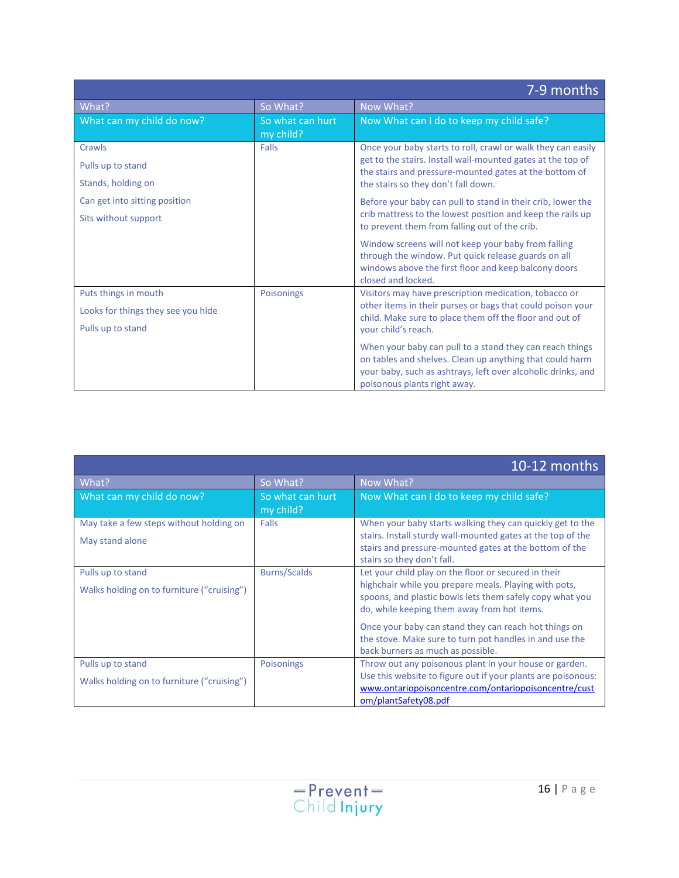| 7-9 months | | |
|---|---|---|
| **What?** | **So What?** | **Now What?** |
| **What can my child do now?** | **So what can hurt my child?** | **Now What can I do to keep my child safe?** |
| Crawls<br>Pulls up to stand<br>Stands, holding on<br>Can get into sitting position<br>Sits without support | Falls | Once your baby starts to roll, crawl or walk they can easily get to the stairs. Install wall-mounted gates at the top of the stairs and pressure-mounted gates at the bottom of the stairs so they don't fall down.<br><br>Before your baby can pull to stand in their crib, lower the crib mattress to the lowest position and keep the rails up to prevent them from falling out of the crib.<br><br>Window screens will not keep your baby from falling through the window. Put quick release guards on all windows above the first floor and keep balcony doors closed and locked. |
| Puts things in mouth<br>Looks for things they see you hide<br>Pulls up to stand | Poisonings | Visitors may have prescription medication, tobacco or other items in their purses or bags that could poison your child. Make sure to place them off the floor and out of your child's reach.<br><br>When your baby can pull to a stand they can reach things on tables and shelves. Clean up anything that could harm your baby, such as ashtrays, left over alcoholic drinks, and poisonous plants right away. |

| 10-12 months | | |
|---|---|---|
| **What?** | **So What?** | **Now What?** |
| **What can my child do now?** | **So what can hurt my child?** | **Now What can I do to keep my child safe?** |
| May take a few steps without holding on<br>May stand alone | Falls | When your baby starts walking they can quickly get to the stairs. Install sturdy wall-mounted gates at the top of the stairs and pressure-mounted gates at the bottom of the stairs so they don't fall. |
| Pulls up to stand<br>Walks holding on to furniture ("cruising") | Burns/Scalds | Let your child play on the floor or secured in their highchair while you prepare meals. Playing with pots, spoons, and plastic bowls lets them safely copy what you do, while keeping them away from hot items.<br><br>Once your baby can stand they can reach hot things on the stove. Make sure to turn pot handles in and use the back burners as much as possible. |
| Pulls up to stand<br>Walks holding on to furniture ("cruising") | Poisonings | Throw out any poisonous plant in your house or garden. Use this website to figure out if your plants are poisonous: [www.ontariopoisoncentre.com/ontariopoisoncentre/custom/plantSafety08.pdf](www.ontariopoisoncentre.com/ontariopoisoncentre/custom/plantSafety08.pdf) |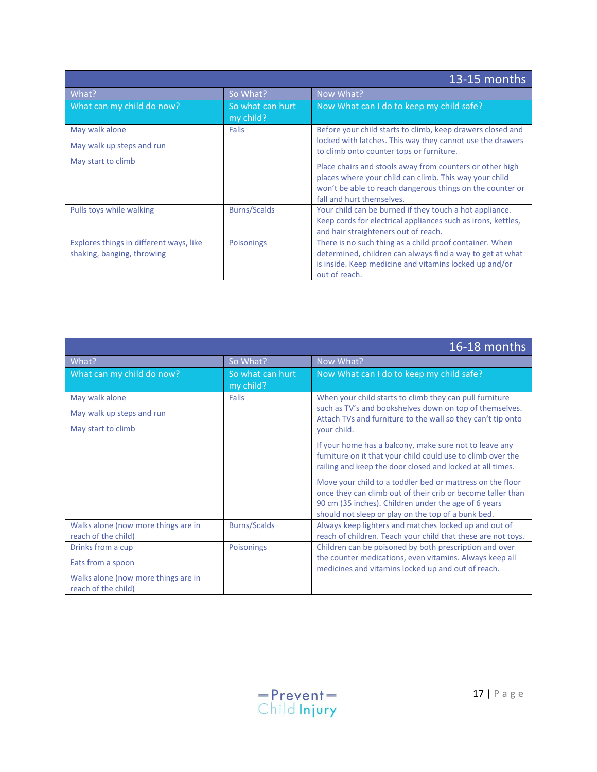| 13-15 months | | |
|---|---|---|
| **What?** | **So What?** | **Now What?** |
| **What can my child do now?** | **So what can hurt my child?** | **Now What can I do to keep my child safe?** |
| May walk alone<br><br>May walk up steps and run<br><br>May start to climb | Falls | Before your child starts to climb, keep drawers closed and locked with latches. This way they cannot use the drawers to climb onto counter tops or furniture.<br><br>Place chairs and stools away from counters or other high places where your child can climb. This way your child won't be able to reach dangerous things on the counter or fall and hurt themselves. |
| Pulls toys while walking | Burns/Scalds | Your child can be burned if they touch a hot appliance. Keep cords for electrical appliances such as irons, kettles, and hair straighteners out of reach. |
| Explores things in different ways, like shaking, banging, throwing | Poisonings | There is no such thing as a child proof container. When determined, children can always find a way to get at what is inside. Keep medicine and vitamins locked up and/or out of reach. |

| 16-18 months | | |
|---|---|---|
| **What?** | **So What?** | **Now What?** |
| **What can my child do now?** | **So what can hurt my child?** | **Now What can I do to keep my child safe?** |
| May walk alone<br><br>May walk up steps and run<br><br>May start to climb | Falls | When your child starts to climb they can pull furniture such as TV's and bookshelves down on top of themselves. Attach TVs and furniture to the wall so they can't tip onto your child.<br><br>If your home has a balcony, make sure not to leave any furniture on it that your child could use to climb over the railing and keep the door closed and locked at all times.<br><br>Move your child to a toddler bed or mattress on the floor once they can climb out of their crib or become taller than 90 cm (35 inches). Children under the age of 6 years should not sleep or play on the top of a bunk bed. |
| Walks alone (now more things are in reach of the child) | Burns/Scalds | Always keep lighters and matches locked up and out of reach of children. Teach your child that these are not toys. |
| Drinks from a cup<br><br>Eats from a spoon<br><br>Walks alone (now more things are in reach of the child) | Poisonings | Children can be poisoned by both prescription and over the counter medications, even vitamins. Always keep all medicines and vitamins locked up and out of reach. |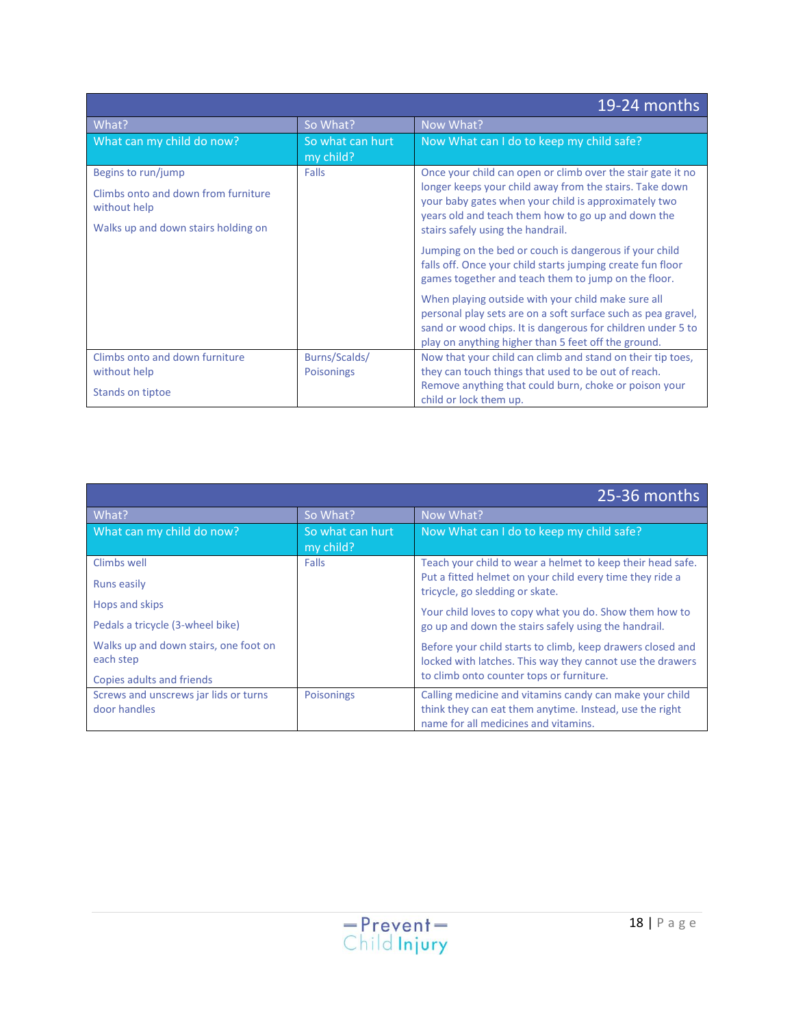| 19-24 months | | |
|---|---|---|
| What? | So What? | Now What? |
| What can my child do now? | So what can hurt my child? | Now What can I do to keep my child safe? |
| Begins to run/jump<br><br>Climbs onto and down from furniture without help<br><br>Walks up and down stairs holding on | Falls | Once your child can open or climb over the stair gate it no longer keeps your child away from the stairs. Take down your baby gates when your child is approximately two years old and teach them how to go up and down the stairs safely using the handrail.<br><br>Jumping on the bed or couch is dangerous if your child falls off. Once your child starts jumping create fun floor games together and teach them to jump on the floor.<br><br>When playing outside with your child make sure all personal play sets are on a soft surface such as pea gravel, sand or wood chips. It is dangerous for children under 5 to play on anything higher than 5 feet off the ground. |
| Climbs onto and down furniture without help<br><br>Stands on tiptoe | Burns/Scalds/ Poisonings | Now that your child can climb and stand on their tip toes, they can touch things that used to be out of reach. Remove anything that could burn, choke or poison your child or lock them up. |

| 25-36 months | | |
|---|---|---|
| What? | So What? | Now What? |
| What can my child do now? | So what can hurt my child? | Now What can I do to keep my child safe? |
| Climbs well<br><br>Runs easily<br><br>Hops and skips<br><br>Pedals a tricycle (3-wheel bike)<br><br>Walks up and down stairs, one foot on each step<br><br>Copies adults and friends | Falls | Teach your child to wear a helmet to keep their head safe. Put a fitted helmet on your child every time they ride a tricycle, go sledding or skate.<br><br>Your child loves to copy what you do. Show them how to go up and down the stairs safely using the handrail.<br><br>Before your child starts to climb, keep drawers closed and locked with latches. This way they cannot use the drawers to climb onto counter tops or furniture. |
| Screws and unscrews jar lids or turns door handles | Poisonings | Calling medicine and vitamins candy can make your child think they can eat them anytime. Instead, use the right name for all medicines and vitamins. |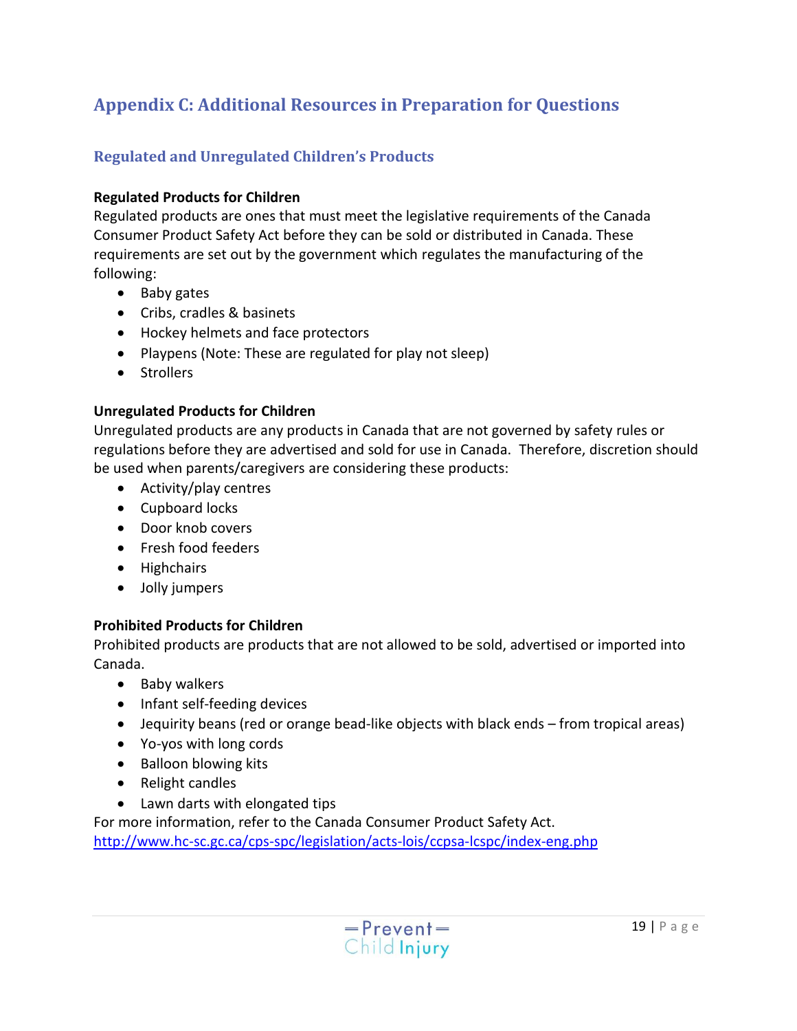## Appendix C: Additional Resources in Preparation for Questions

### Regulated and Unregulated Children's Products

**Regulated Products for Children**

Regulated products are ones that must meet the legislative requirements of the Canada Consumer Product Safety Act before they can be sold or distributed in Canada. These requirements are set out by the government which regulates the manufacturing of the following:

- Baby gates
- Cribs, cradles & basinets
- Hockey helmets and face protectors
- Playpens (Note: These are regulated for play not sleep)
- Strollers

**Unregulated Products for Children**

Unregulated products are any products in Canada that are not governed by safety rules or regulations before they are advertised and sold for use in Canada. Therefore, discretion should be used when parents/caregivers are considering these products:

- Activity/play centres
- Cupboard locks
- Door knob covers
- Fresh food feeders
- Highchairs
- Jolly jumpers

**Prohibited Products for Children**

Prohibited products are products that are not allowed to be sold, advertised or imported into Canada.

- Baby walkers
- Infant self-feeding devices
- Jequirity beans (red or orange bead-like objects with black ends – from tropical areas)
- Yo-yos with long cords
- Balloon blowing kits
- Relight candles
- Lawn darts with elongated tips

For more information, refer to the Canada Consumer Product Safety Act.
http://www.hc-sc.gc.ca/cps-spc/legislation/acts-lois/ccpsa-lcspc/index-eng.php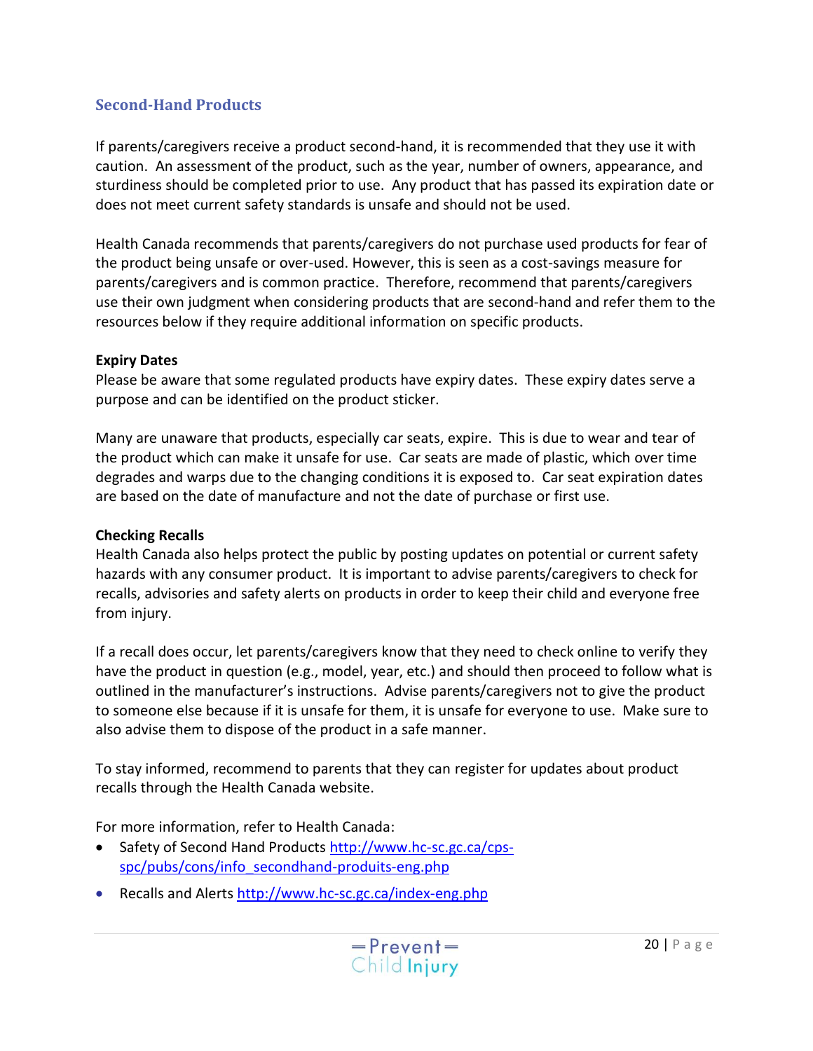## Second-Hand Products

If parents/caregivers receive a product second-hand, it is recommended that they use it with caution. An assessment of the product, such as the year, number of owners, appearance, and sturdiness should be completed prior to use. Any product that has passed its expiration date or does not meet current safety standards is unsafe and should not be used.

Health Canada recommends that parents/caregivers do not purchase used products for fear of the product being unsafe or over-used. However, this is seen as a cost-savings measure for parents/caregivers and is common practice. Therefore, recommend that parents/caregivers use their own judgment when considering products that are second-hand and refer them to the resources below if they require additional information on specific products.

**Expiry Dates**

Please be aware that some regulated products have expiry dates. These expiry dates serve a purpose and can be identified on the product sticker.

Many are unaware that products, especially car seats, expire. This is due to wear and tear of the product which can make it unsafe for use. Car seats are made of plastic, which over time degrades and warps due to the changing conditions it is exposed to. Car seat expiration dates are based on the date of manufacture and not the date of purchase or first use.

**Checking Recalls**

Health Canada also helps protect the public by posting updates on potential or current safety hazards with any consumer product. It is important to advise parents/caregivers to check for recalls, advisories and safety alerts on products in order to keep their child and everyone free from injury.

If a recall does occur, let parents/caregivers know that they need to check online to verify they have the product in question (e.g., model, year, etc.) and should then proceed to follow what is outlined in the manufacturer's instructions. Advise parents/caregivers not to give the product to someone else because if it is unsafe for them, it is unsafe for everyone to use. Make sure to also advise them to dispose of the product in a safe manner.

To stay informed, recommend to parents that they can register for updates about product recalls through the Health Canada website.

For more information, refer to Health Canada:

- Safety of Second Hand Products http://www.hc-sc.gc.ca/cps-spc/pubs/cons/info_secondhand-produits-eng.php
- Recalls and Alerts http://www.hc-sc.gc.ca/index-eng.php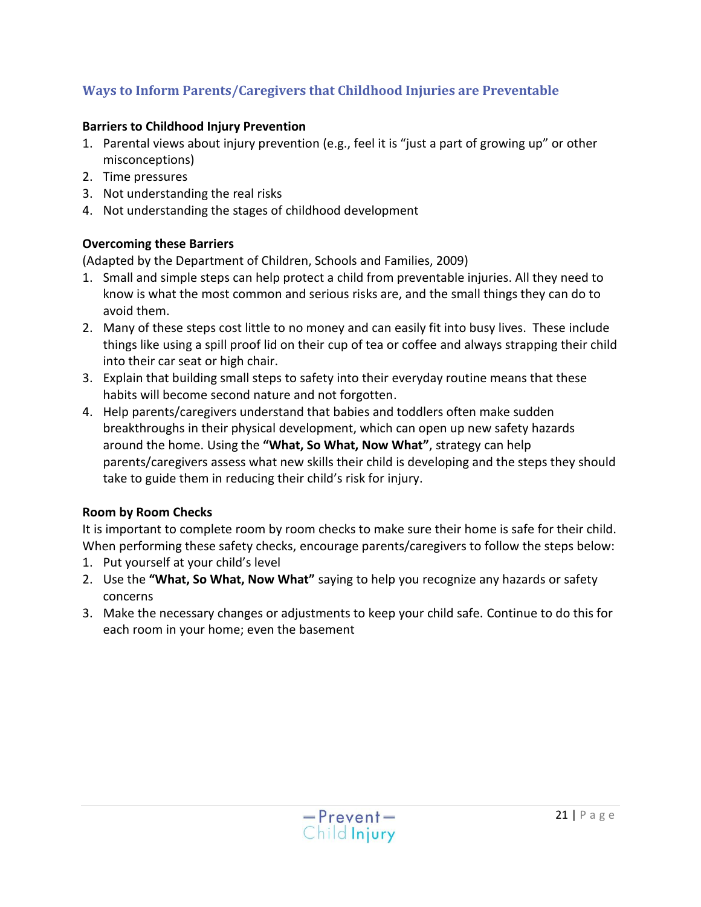## Ways to Inform Parents/Caregivers that Childhood Injuries are Preventable

**Barriers to Childhood Injury Prevention**

1. Parental views about injury prevention (e.g., feel it is "just a part of growing up" or other misconceptions)
2. Time pressures
3. Not understanding the real risks
4. Not understanding the stages of childhood development

**Overcoming these Barriers**

(Adapted by the Department of Children, Schools and Families, 2009)

1. Small and simple steps can help protect a child from preventable injuries. All they need to know is what the most common and serious risks are, and the small things they can do to avoid them.
2. Many of these steps cost little to no money and can easily fit into busy lives. These include things like using a spill proof lid on their cup of tea or coffee and always strapping their child into their car seat or high chair.
3. Explain that building small steps to safety into their everyday routine means that these habits will become second nature and not forgotten.
4. Help parents/caregivers understand that babies and toddlers often make sudden breakthroughs in their physical development, which can open up new safety hazards around the home. Using the **"What, So What, Now What"**, strategy can help parents/caregivers assess what new skills their child is developing and the steps they should take to guide them in reducing their child's risk for injury.

**Room by Room Checks**

It is important to complete room by room checks to make sure their home is safe for their child. When performing these safety checks, encourage parents/caregivers to follow the steps below:

1. Put yourself at your child's level
2. Use the **"What, So What, Now What"** saying to help you recognize any hazards or safety concerns
3. Make the necessary changes or adjustments to keep your child safe. Continue to do this for each room in your home; even the basement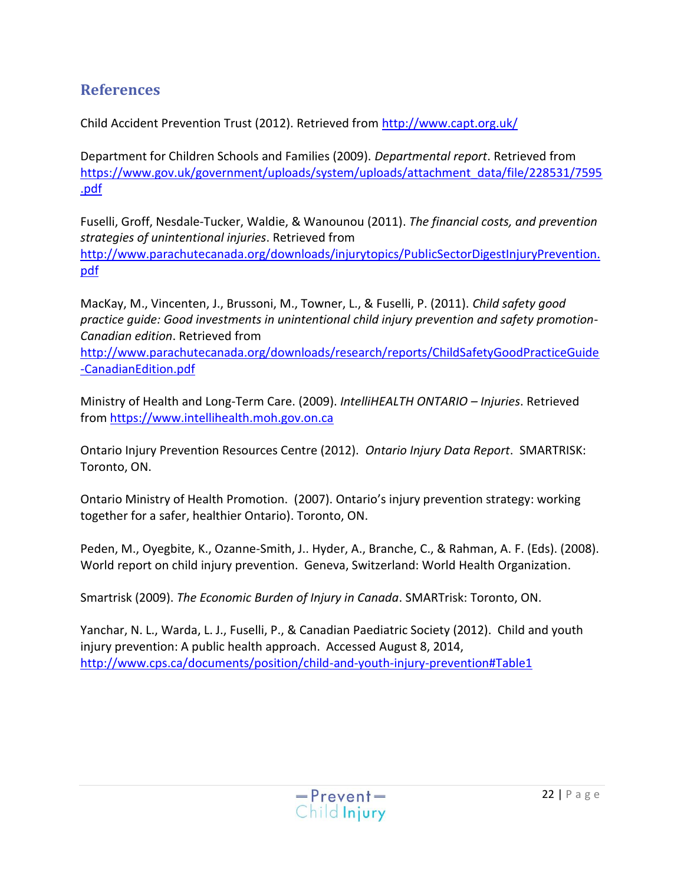## References

Child Accident Prevention Trust (2012). Retrieved from http://www.capt.org.uk/

Department for Children Schools and Families (2009). *Departmental report*. Retrieved from https://www.gov.uk/government/uploads/system/uploads/attachment_data/file/228531/7595.pdf

Fuselli, Groff, Nesdale-Tucker, Waldie, & Wanounou (2011). *The financial costs, and prevention strategies of unintentional injuries*. Retrieved from http://www.parachutecanada.org/downloads/injurytopics/PublicSectorDigestInjuryPrevention.pdf

MacKay, M., Vincenten, J., Brussoni, M., Towner, L., & Fuselli, P. (2011). *Child safety good practice guide: Good investments in unintentional child injury prevention and safety promotion-Canadian edition*. Retrieved from http://www.parachutecanada.org/downloads/research/reports/ChildSafetyGoodPracticeGuide-CanadianEdition.pdf

Ministry of Health and Long-Term Care. (2009). *IntelliHEALTH ONTARIO – Injuries*. Retrieved from https://www.intellihealth.moh.gov.on.ca

Ontario Injury Prevention Resources Centre (2012). *Ontario Injury Data Report*. SMARTRISK: Toronto, ON.

Ontario Ministry of Health Promotion. (2007). Ontario's injury prevention strategy: working together for a safer, healthier Ontario). Toronto, ON.

Peden, M., Oyegbite, K., Ozanne-Smith, J.. Hyder, A., Branche, C., & Rahman, A. F. (Eds). (2008). World report on child injury prevention. Geneva, Switzerland: World Health Organization.

Smartrisk (2009). *The Economic Burden of Injury in Canada*. SMARTrisk: Toronto, ON.

Yanchar, N. L., Warda, L. J., Fuselli, P., & Canadian Paediatric Society (2012). Child and youth injury prevention: A public health approach. Accessed August 8, 2014, http://www.cps.ca/documents/position/child-and-youth-injury-prevention#Table1